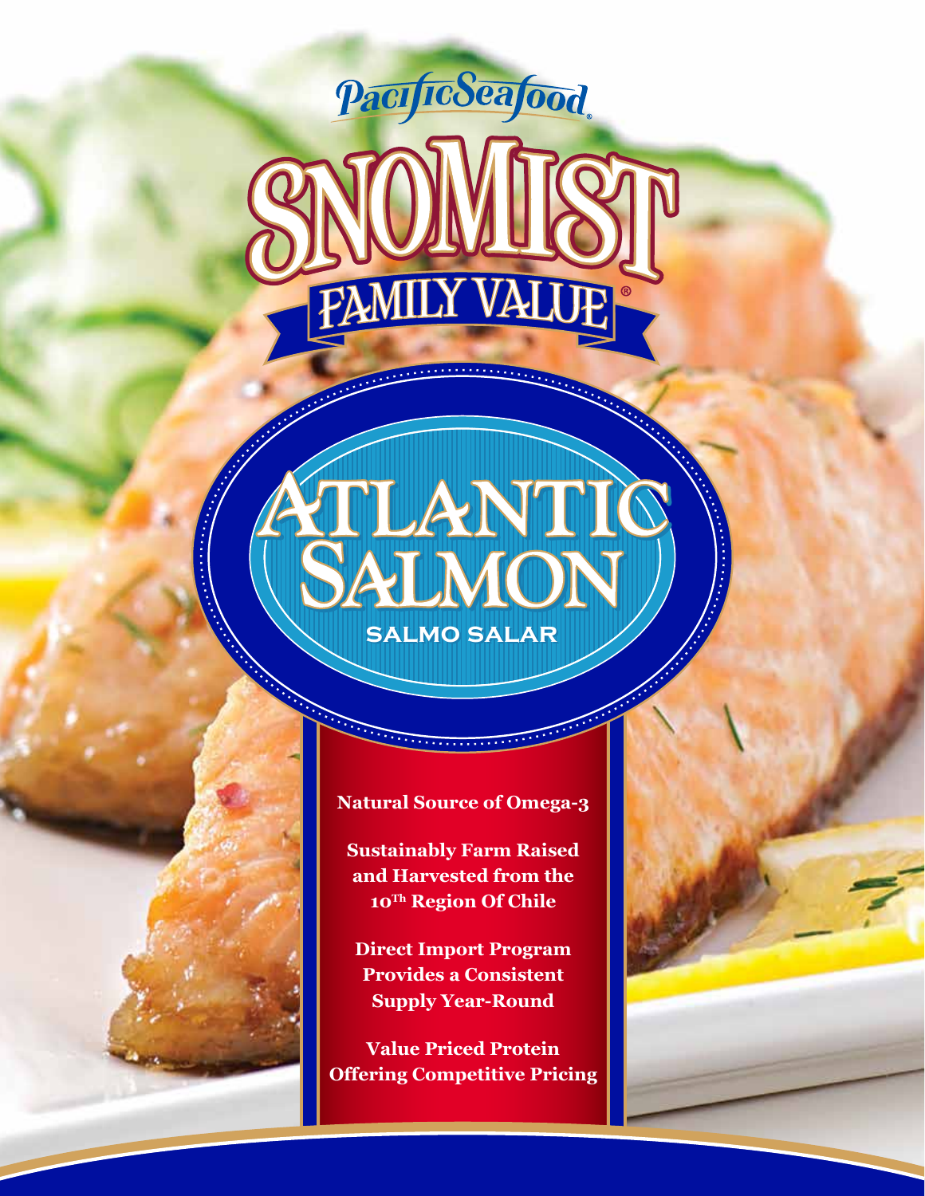PacificSeafood®

# SNOMIST

## FAMILY VALUE®

# ATLANTIC SALMON

**SALMO SALAR**

**Natural Source of Omega-3**

**Sustainably Farm Raised and Harvested from the 10[Th] Region Of Chile**

**Direct Import Program Provides a Consistent Supply Year-Round**

**Value Priced Protein Offering Competitive Pricing**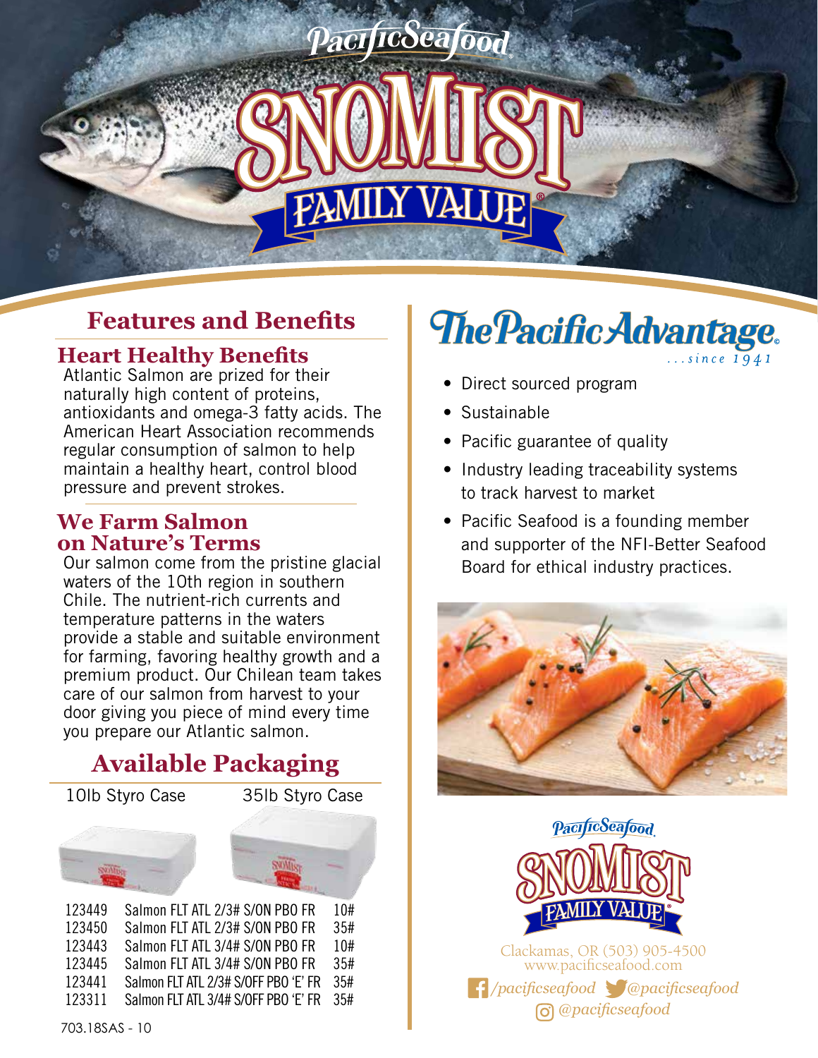Pacific Seafood

# SNOMIST FAMILY VALUE®

## Features and Benefits

### Heart Healthy Benefits

Atlantic Salmon are prized for their naturally high content of proteins, antioxidants and omega-3 fatty acids. The American Heart Association recommends regular consumption of salmon to help maintain a healthy heart, control blood pressure and prevent strokes.

### We Farm Salmon on Nature's Terms

Our salmon come from the pristine glacial waters of the 10th region in southern Chile. The nutrient-rich currents and temperature patterns in the waters provide a stable and suitable environment for farming, favoring healthy growth and a premium product. Our Chilean team takes care of our salmon from harvest to your door giving you piece of mind every time you prepare our Atlantic salmon.

## Available Packaging

10lb Styro Case

35lb Styro Case

| | | |
|---|---|---|
| 123449 | Salmon FLT ATL 2/3# S/ON PBO FR | 10# |
| 123450 | Salmon FLT ATL 2/3# S/ON PBO FR | 35# |
| 123443 | Salmon FLT ATL 3/4# S/ON PBO FR | 10# |
| 123445 | Salmon FLT ATL 3/4# S/ON PBO FR | 35# |
| 123441 | Salmon FLT ATL 2/3# S/OFF PBO 'E' FR | 35# |
| 123311 | Salmon FLT ATL 3/4# S/OFF PBO 'E' FR | 35# |

## The Pacific Advantage® ...since 1941

- Direct sourced program
- Sustainable
- Pacific guarantee of quality
- Industry leading traceability systems to track harvest to market
- Pacific Seafood is a founding member and supporter of the NFI-Better Seafood Board for ethical industry practices.

Pacific Seafood

SNOMIST FAMILY VALUE®

Clackamas, OR (503) 905-4500
www.pacificseafood.com

/pacificseafood @pacificseafood
@pacificseafood

703.18SAS - 10